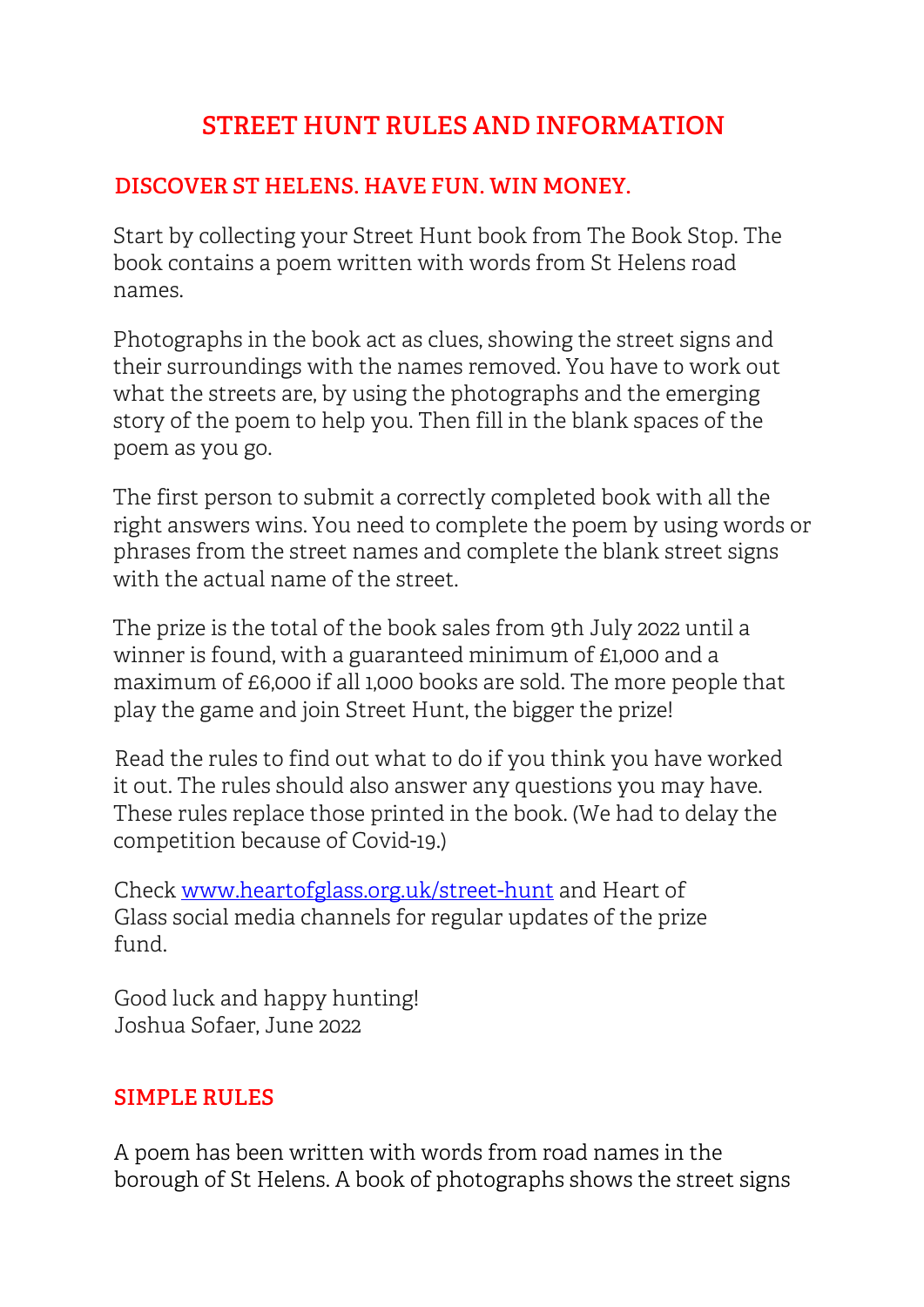# STREET HUNT RULES AND INFORMATION

## DISCOVER ST HELENS. HAVE FUN. WIN MONEY.

Start by collecting your Street Hunt book from The Book Stop. The book contains a poem written with words from St Helens road names.

Photographs in the book act as clues, showing the street signs and their surroundings with the names removed. You have to work out what the streets are, by using the photographs and the emerging story of the poem to help you. Then fill in the blank spaces of the poem as you go.

The first person to submit a correctly completed book with all the right answers wins. You need to complete the poem by using words or phrases from the street names and complete the blank street signs with the actual name of the street.

The prize is the total of the book sales from 9th July 2022 until a winner is found, with a guaranteed minimum of £1,000 and a maximum of £6,000 if all 1,000 books are sold. The more people that play the game and join Street Hunt, the bigger the prize!

Read the rules to find out what to do if you think you have worked it out. The rules should also answer any questions you may have. These rules replace those printed in the book. (We had to delay the competition because of Covid-19.)

Check [www.heartofglass.org.uk/street-hunt](http://www.heartofglass.org.uk/street-hunt) and Heart of Glass social media channels for regular updates of the prize fund.

Good luck and happy hunting!
Joshua Sofaer, June 2022

## SIMPLE RULES

A poem has been written with words from road names in the borough of St Helens. A book of photographs shows the street signs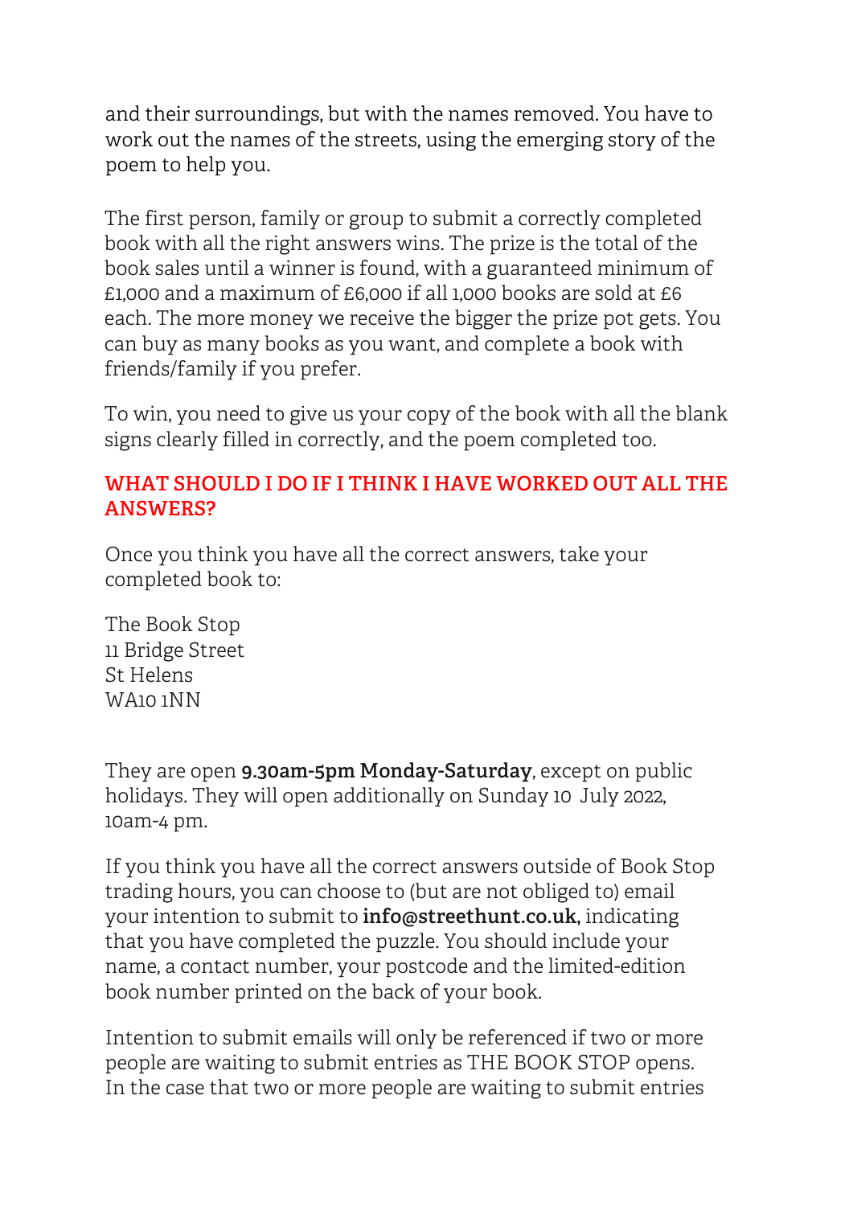and their surroundings, but with the names removed. You have to work out the names of the streets, using the emerging story of the poem to help you.

The first person, family or group to submit a correctly completed book with all the right answers wins. The prize is the total of the book sales until a winner is found, with a guaranteed minimum of £1,000 and a maximum of £6,000 if all 1,000 books are sold at £6 each. The more money we receive the bigger the prize pot gets. You can buy as many books as you want, and complete a book with friends/family if you prefer.

To win, you need to give us your copy of the book with all the blank signs clearly filled in correctly, and the poem completed too.

## WHAT SHOULD I DO IF I THINK I HAVE WORKED OUT ALL THE ANSWERS?

Once you think you have all the correct answers, take your completed book to:

The Book Stop
11 Bridge Street
St Helens
WA10 1NN

They are open **9.30am-5pm Monday-Saturday**, except on public holidays. They will open additionally on Sunday 10 July 2022, 10am-4 pm.

If you think you have all the correct answers outside of Book Stop trading hours, you can choose to (but are not obliged to) email your intention to submit to **info@streethunt.co.uk,** indicating that you have completed the puzzle. You should include your name, a contact number, your postcode and the limited-edition book number printed on the back of your book.

Intention to submit emails will only be referenced if two or more people are waiting to submit entries as THE BOOK STOP opens. In the case that two or more people are waiting to submit entries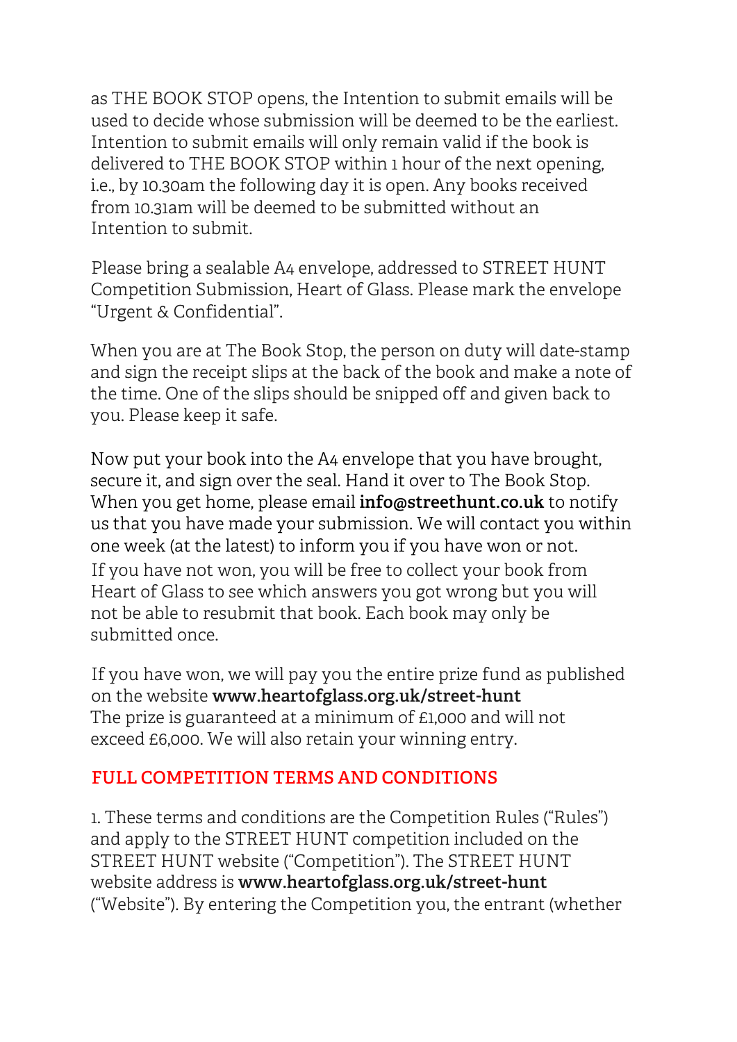as THE BOOK STOP opens, the Intention to submit emails will be used to decide whose submission will be deemed to be the earliest. Intention to submit emails will only remain valid if the book is delivered to THE BOOK STOP within 1 hour of the next opening, i.e., by 10.30am the following day it is open. Any books received from 10.31am will be deemed to be submitted without an Intention to submit.

Please bring a sealable A4 envelope, addressed to STREET HUNT Competition Submission, Heart of Glass. Please mark the envelope "Urgent & Confidential".

When you are at The Book Stop, the person on duty will date-stamp and sign the receipt slips at the back of the book and make a note of the time. One of the slips should be snipped off and given back to you. Please keep it safe.

Now put your book into the A4 envelope that you have brought, secure it, and sign over the seal. Hand it over to The Book Stop. When you get home, please email **info@streethunt.co.uk** to notify us that you have made your submission. We will contact you within one week (at the latest) to inform you if you have won or not. If you have not won, you will be free to collect your book from Heart of Glass to see which answers you got wrong but you will not be able to resubmit that book. Each book may only be submitted once.

If you have won, we will pay you the entire prize fund as published on the website **www.heartofglass.org.uk/street-hunt** The prize is guaranteed at a minimum of £1,000 and will not exceed £6,000. We will also retain your winning entry.

## FULL COMPETITION TERMS AND CONDITIONS

1. These terms and conditions are the Competition Rules ("Rules") and apply to the STREET HUNT competition included on the STREET HUNT website ("Competition"). The STREET HUNT website address is **www.heartofglass.org.uk/street-hunt** ("Website"). By entering the Competition you, the entrant (whether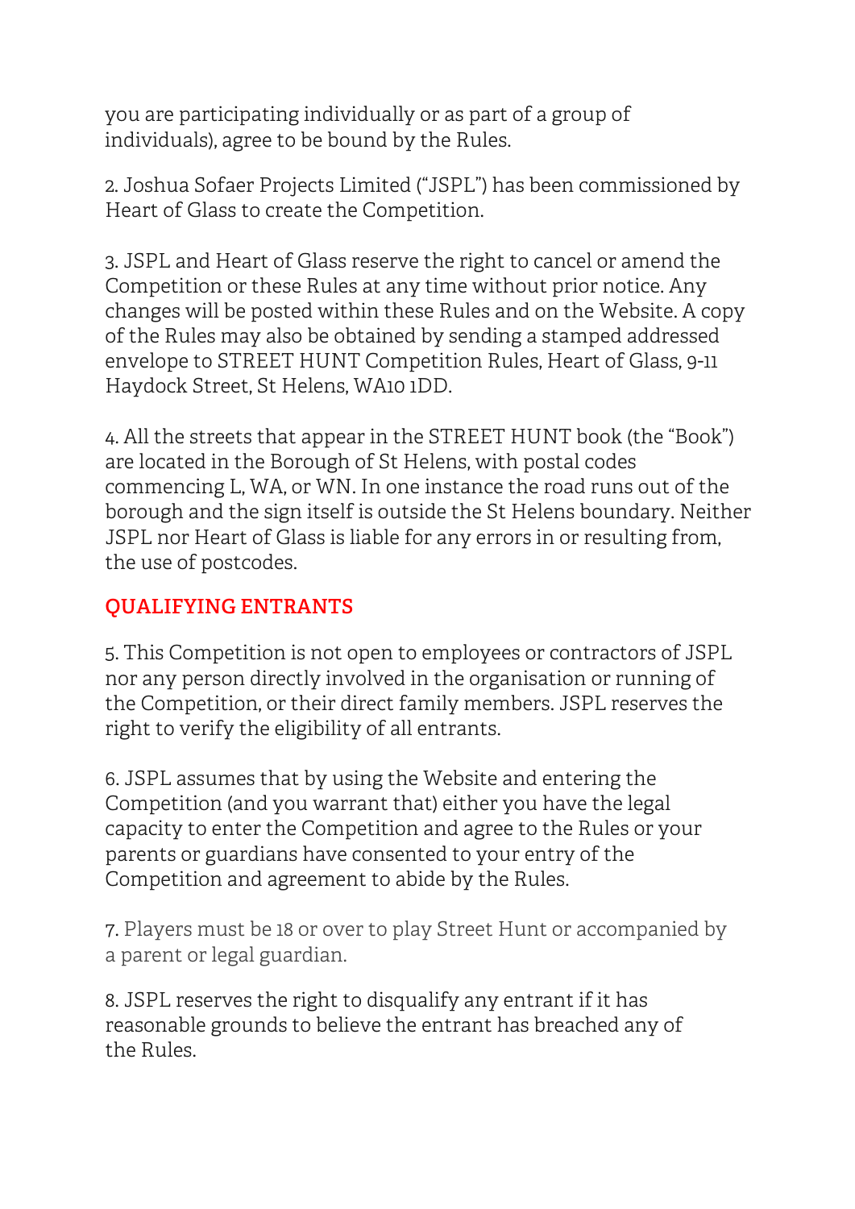you are participating individually or as part of a group of individuals), agree to be bound by the Rules.

2. Joshua Sofaer Projects Limited ("JSPL") has been commissioned by Heart of Glass to create the Competition.

3. JSPL and Heart of Glass reserve the right to cancel or amend the Competition or these Rules at any time without prior notice. Any changes will be posted within these Rules and on the Website. A copy of the Rules may also be obtained by sending a stamped addressed envelope to STREET HUNT Competition Rules, Heart of Glass, 9-11 Haydock Street, St Helens, WA10 1DD.

4. All the streets that appear in the STREET HUNT book (the "Book") are located in the Borough of St Helens, with postal codes commencing L, WA, or WN. In one instance the road runs out of the borough and the sign itself is outside the St Helens boundary. Neither JSPL nor Heart of Glass is liable for any errors in or resulting from, the use of postcodes.

## QUALIFYING ENTRANTS

5. This Competition is not open to employees or contractors of JSPL nor any person directly involved in the organisation or running of the Competition, or their direct family members. JSPL reserves the right to verify the eligibility of all entrants.

6. JSPL assumes that by using the Website and entering the Competition (and you warrant that) either you have the legal capacity to enter the Competition and agree to the Rules or your parents or guardians have consented to your entry of the Competition and agreement to abide by the Rules.

7. Players must be 18 or over to play Street Hunt or accompanied by a parent or legal guardian.

8. JSPL reserves the right to disqualify any entrant if it has reasonable grounds to believe the entrant has breached any of the Rules.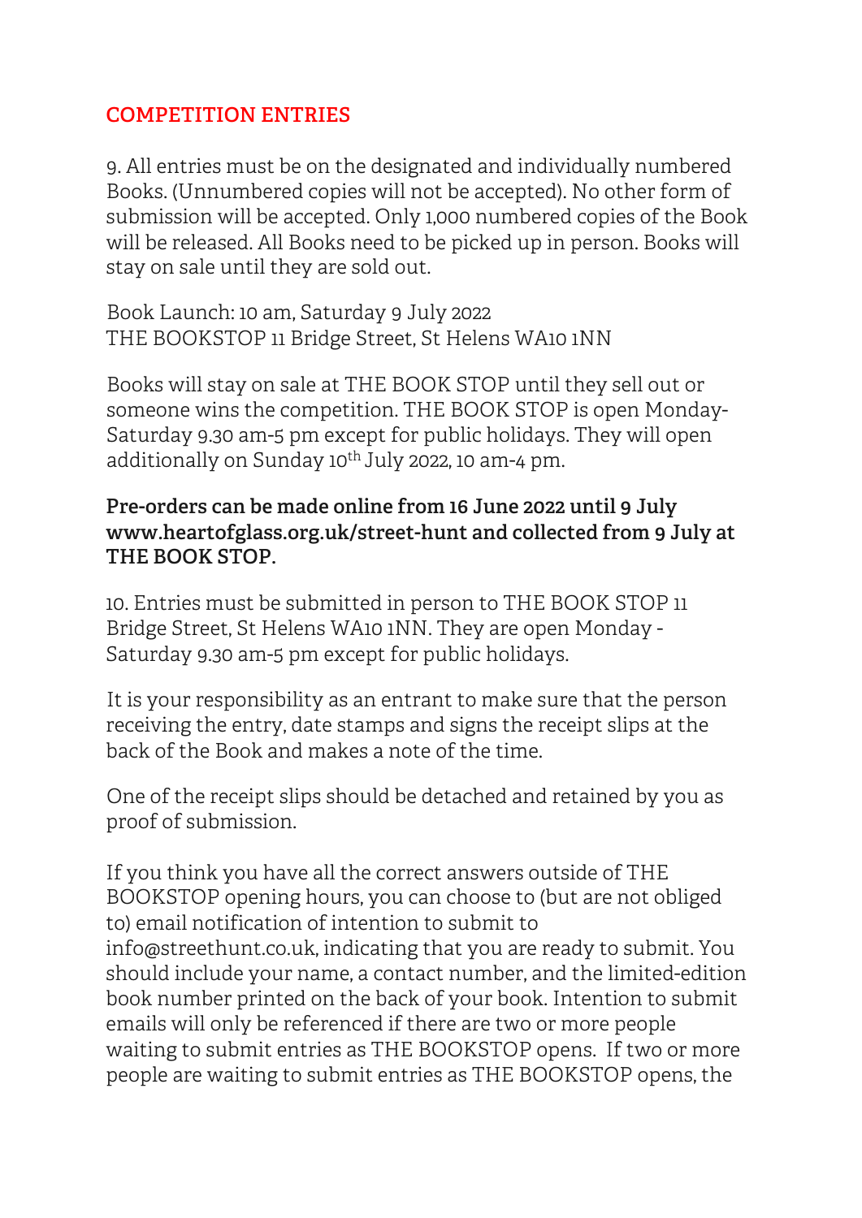## COMPETITION ENTRIES

9. All entries must be on the designated and individually numbered Books. (Unnumbered copies will not be accepted). No other form of submission will be accepted. Only 1,000 numbered copies of the Book will be released. All Books need to be picked up in person. Books will stay on sale until they are sold out.

Book Launch: 10 am, Saturday 9 July 2022
THE BOOKSTOP 11 Bridge Street, St Helens WA10 1NN

Books will stay on sale at THE BOOK STOP until they sell out or someone wins the competition. THE BOOK STOP is open Monday-Saturday 9.30 am-5 pm except for public holidays. They will open additionally on Sunday 10th July 2022, 10 am-4 pm.

**Pre-orders can be made online from 16 June 2022 until 9 July www.heartofglass.org.uk/street-hunt and collected from 9 July at THE BOOK STOP.**

10. Entries must be submitted in person to THE BOOK STOP 11 Bridge Street, St Helens WA10 1NN. They are open Monday - Saturday 9.30 am-5 pm except for public holidays.

It is your responsibility as an entrant to make sure that the person receiving the entry, date stamps and signs the receipt slips at the back of the Book and makes a note of the time.

One of the receipt slips should be detached and retained by you as proof of submission.

If you think you have all the correct answers outside of THE BOOKSTOP opening hours, you can choose to (but are not obliged to) email notification of intention to submit to info@streethunt.co.uk, indicating that you are ready to submit. You should include your name, a contact number, and the limited-edition book number printed on the back of your book. Intention to submit emails will only be referenced if there are two or more people waiting to submit entries as THE BOOKSTOP opens. If two or more people are waiting to submit entries as THE BOOKSTOP opens, the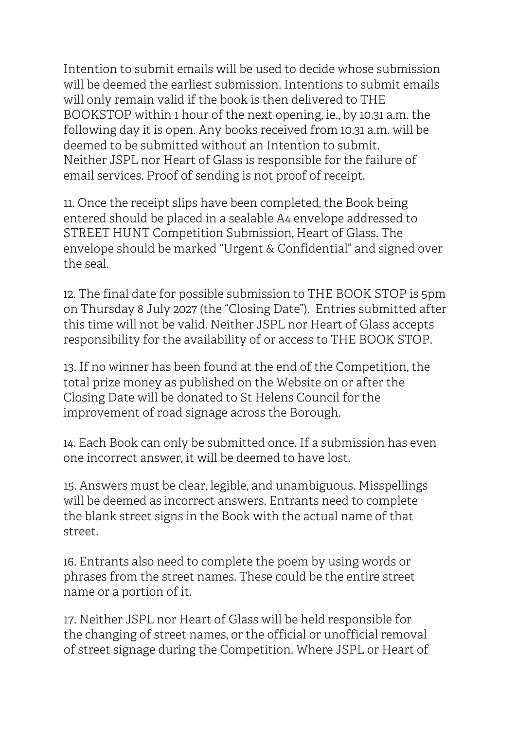Intention to submit emails will be used to decide whose submission will be deemed the earliest submission. Intentions to submit emails will only remain valid if the book is then delivered to THE BOOKSTOP within 1 hour of the next opening, ie., by 10.31 a.m. the following day it is open. Any books received from 10.31 a.m. will be deemed to be submitted without an Intention to submit. Neither JSPL nor Heart of Glass is responsible for the failure of email services. Proof of sending is not proof of receipt.

11. Once the receipt slips have been completed, the Book being entered should be placed in a sealable A4 envelope addressed to STREET HUNT Competition Submission, Heart of Glass. The envelope should be marked "Urgent & Confidential" and signed over the seal.

12. The final date for possible submission to THE BOOK STOP is 5pm on Thursday 8 July 2027 (the "Closing Date"). Entries submitted after this time will not be valid. Neither JSPL nor Heart of Glass accepts responsibility for the availability of or access to THE BOOK STOP.

13. If no winner has been found at the end of the Competition, the total prize money as published on the Website on or after the Closing Date will be donated to St Helens Council for the improvement of road signage across the Borough.

14. Each Book can only be submitted once. If a submission has even one incorrect answer, it will be deemed to have lost.

15. Answers must be clear, legible, and unambiguous. Misspellings will be deemed as incorrect answers. Entrants need to complete the blank street signs in the Book with the actual name of that street.

16. Entrants also need to complete the poem by using words or phrases from the street names. These could be the entire street name or a portion of it.

17. Neither JSPL nor Heart of Glass will be held responsible for the changing of street names, or the official or unofficial removal of street signage during the Competition. Where JSPL or Heart of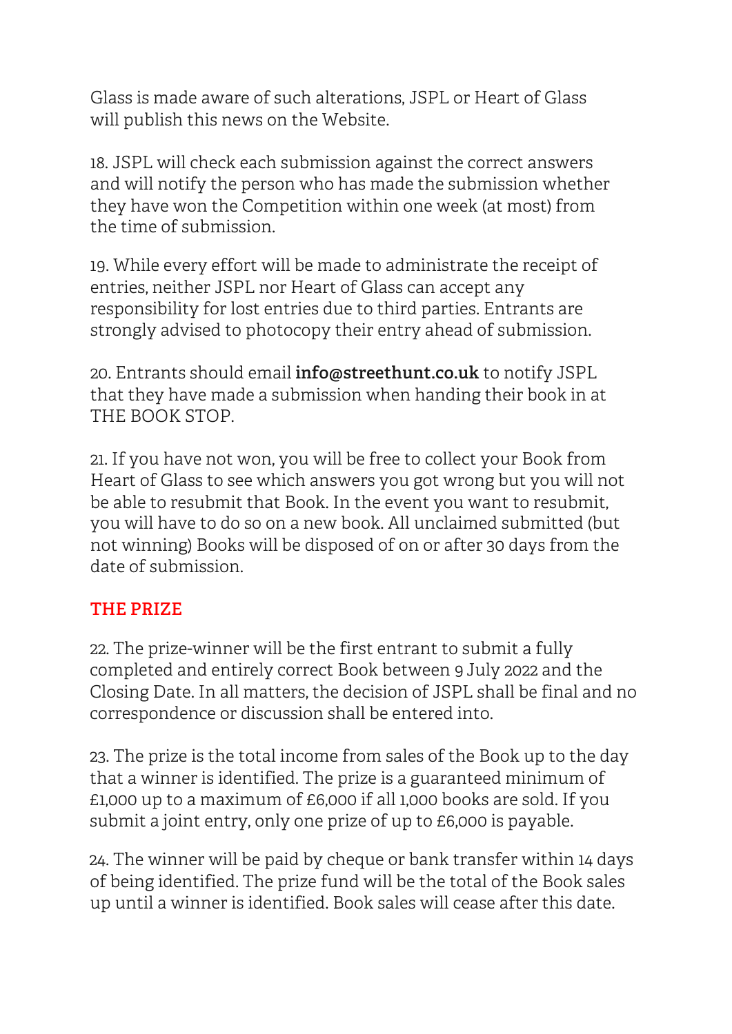Glass is made aware of such alterations, JSPL or Heart of Glass will publish this news on the Website.

18. JSPL will check each submission against the correct answers and will notify the person who has made the submission whether they have won the Competition within one week (at most) from the time of submission.

19. While every effort will be made to administrate the receipt of entries, neither JSPL nor Heart of Glass can accept any responsibility for lost entries due to third parties. Entrants are strongly advised to photocopy their entry ahead of submission.

20. Entrants should email **info@streethunt.co.uk** to notify JSPL that they have made a submission when handing their book in at THE BOOK STOP.

21. If you have not won, you will be free to collect your Book from Heart of Glass to see which answers you got wrong but you will not be able to resubmit that Book. In the event you want to resubmit, you will have to do so on a new book. All unclaimed submitted (but not winning) Books will be disposed of on or after 30 days from the date of submission.

## THE PRIZE

22. The prize-winner will be the first entrant to submit a fully completed and entirely correct Book between 9 July 2022 and the Closing Date. In all matters, the decision of JSPL shall be final and no correspondence or discussion shall be entered into.

23. The prize is the total income from sales of the Book up to the day that a winner is identified. The prize is a guaranteed minimum of £1,000 up to a maximum of £6,000 if all 1,000 books are sold. If you submit a joint entry, only one prize of up to £6,000 is payable.

24. The winner will be paid by cheque or bank transfer within 14 days of being identified. The prize fund will be the total of the Book sales up until a winner is identified. Book sales will cease after this date.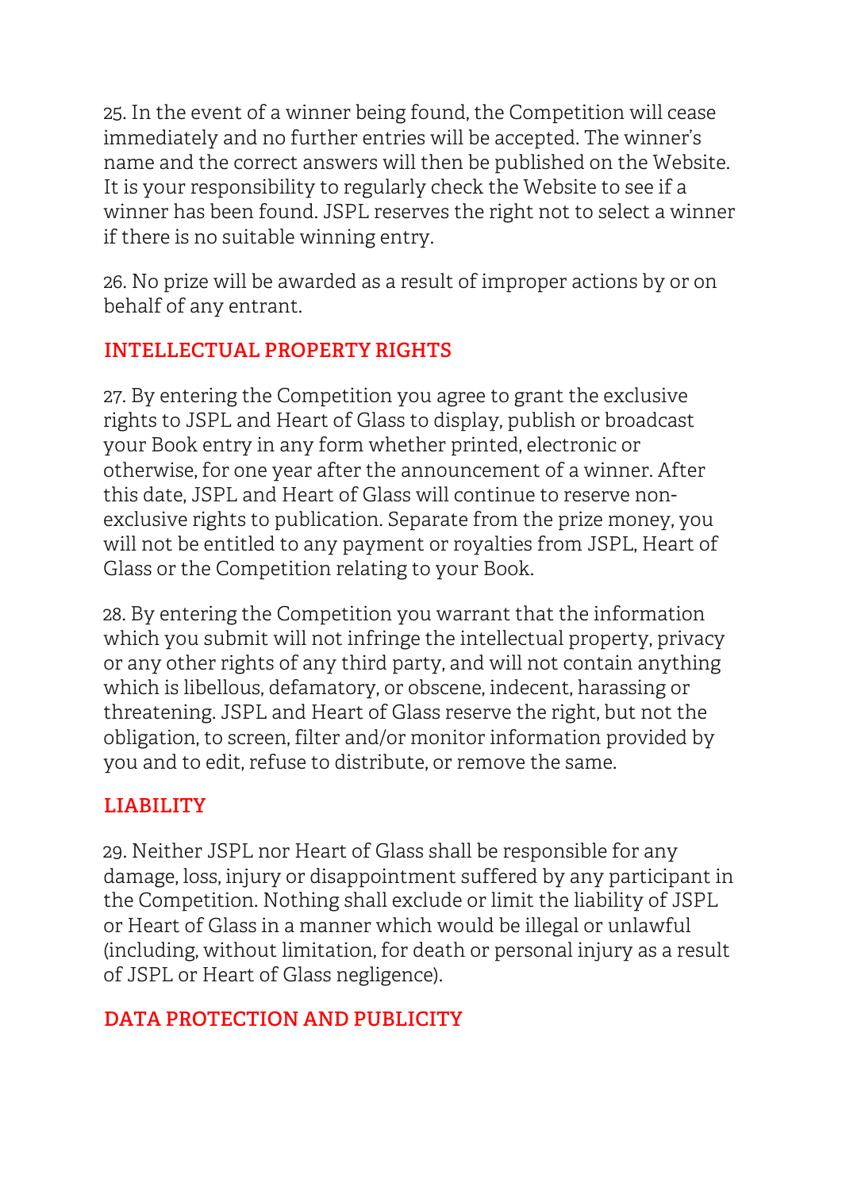25. In the event of a winner being found, the Competition will cease immediately and no further entries will be accepted. The winner's name and the correct answers will then be published on the Website. It is your responsibility to regularly check the Website to see if a winner has been found. JSPL reserves the right not to select a winner if there is no suitable winning entry.

26. No prize will be awarded as a result of improper actions by or on behalf of any entrant.

## INTELLECTUAL PROPERTY RIGHTS

27. By entering the Competition you agree to grant the exclusive rights to JSPL and Heart of Glass to display, publish or broadcast your Book entry in any form whether printed, electronic or otherwise, for one year after the announcement of a winner. After this date, JSPL and Heart of Glass will continue to reserve non-exclusive rights to publication. Separate from the prize money, you will not be entitled to any payment or royalties from JSPL, Heart of Glass or the Competition relating to your Book.

28. By entering the Competition you warrant that the information which you submit will not infringe the intellectual property, privacy or any other rights of any third party, and will not contain anything which is libellous, defamatory, or obscene, indecent, harassing or threatening. JSPL and Heart of Glass reserve the right, but not the obligation, to screen, filter and/or monitor information provided by you and to edit, refuse to distribute, or remove the same.

## LIABILITY

29. Neither JSPL nor Heart of Glass shall be responsible for any damage, loss, injury or disappointment suffered by any participant in the Competition. Nothing shall exclude or limit the liability of JSPL or Heart of Glass in a manner which would be illegal or unlawful (including, without limitation, for death or personal injury as a result of JSPL or Heart of Glass negligence).

## DATA PROTECTION AND PUBLICITY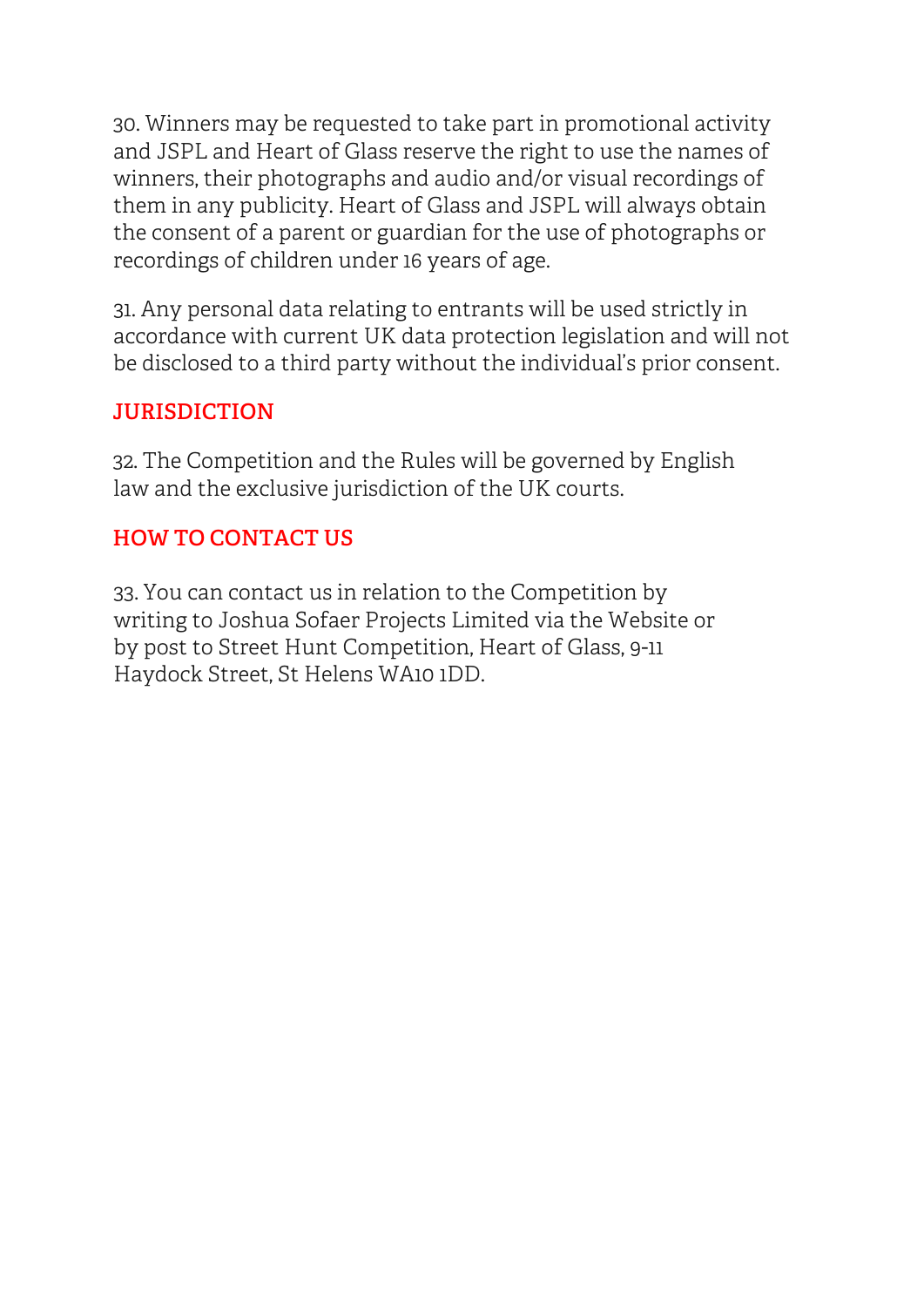30. Winners may be requested to take part in promotional activity and JSPL and Heart of Glass reserve the right to use the names of winners, their photographs and audio and/or visual recordings of them in any publicity. Heart of Glass and JSPL will always obtain the consent of a parent or guardian for the use of photographs or recordings of children under 16 years of age.

31. Any personal data relating to entrants will be used strictly in accordance with current UK data protection legislation and will not be disclosed to a third party without the individual's prior consent.

## JURISDICTION

32. The Competition and the Rules will be governed by English law and the exclusive jurisdiction of the UK courts.

## HOW TO CONTACT US

33. You can contact us in relation to the Competition by writing to Joshua Sofaer Projects Limited via the Website or by post to Street Hunt Competition, Heart of Glass, 9-11 Haydock Street, St Helens WA10 1DD.